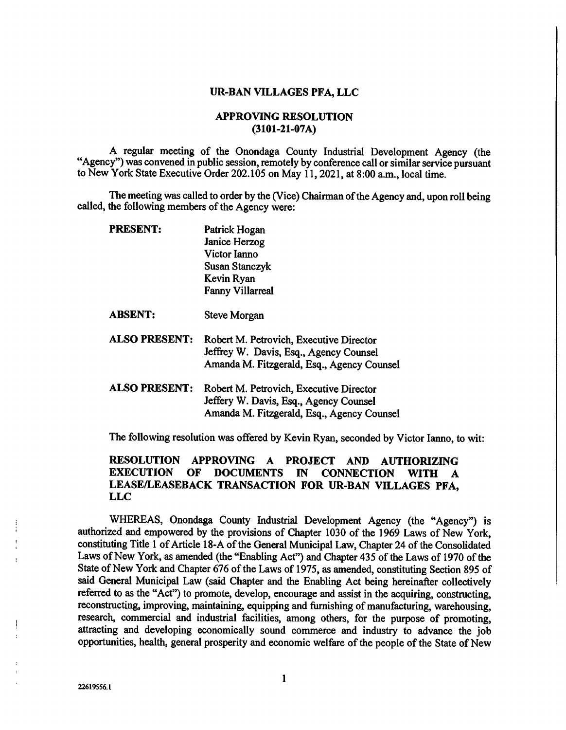**UR-BAN VILLAGES PFA, LLC**

**APPROVING RESOLUTION**
**(3101-21-07A)**

A regular meeting of the Onondaga County Industrial Development Agency (the "Agency") was convened in public session, remotely by conference call or similar service pursuant to New York State Executive Order 202.105 on May 11, 2021, at 8:00 a.m., local time.

The meeting was called to order by the (Vice) Chairman of the Agency and, upon roll being called, the following members of the Agency were:

| | |
|---|---|
| **PRESENT:** | Patrick Hogan<br>Janice Herzog<br>Victor Ianno<br>Susan Stanczyk<br>Kevin Ryan<br>Fanny Villarreal |
| **ABSENT:** | Steve Morgan |
| **ALSO PRESENT:** | Robert M. Petrovich, Executive Director<br>Jeffrey W. Davis, Esq., Agency Counsel<br>Amanda M. Fitzgerald, Esq., Agency Counsel |
| **ALSO PRESENT:** | Robert M. Petrovich, Executive Director<br>Jeffery W. Davis, Esq., Agency Counsel<br>Amanda M. Fitzgerald, Esq., Agency Counsel |

The following resolution was offered by Kevin Ryan, seconded by Victor Ianno, to wit:

**RESOLUTION APPROVING A PROJECT AND AUTHORIZING EXECUTION OF DOCUMENTS IN CONNECTION WITH A LEASE/LEASEBACK TRANSACTION FOR UR-BAN VILLAGES PFA, LLC**

WHEREAS, Onondaga County Industrial Development Agency (the "Agency") is authorized and empowered by the provisions of Chapter 1030 of the 1969 Laws of New York, constituting Title 1 of Article 18-A of the General Municipal Law, Chapter 24 of the Consolidated Laws of New York, as amended (the "Enabling Act") and Chapter 435 of the Laws of 1970 of the State of New York and Chapter 676 of the Laws of 1975, as amended, constituting Section 895 of said General Municipal Law (said Chapter and the Enabling Act being hereinafter collectively referred to as the "Act") to promote, develop, encourage and assist in the acquiring, constructing, reconstructing, improving, maintaining, equipping and furnishing of manufacturing, warehousing, research, commercial and industrial facilities, among others, for the purpose of promoting, attracting and developing economically sound commerce and industry to advance the job opportunities, health, general prosperity and economic welfare of the people of the State of New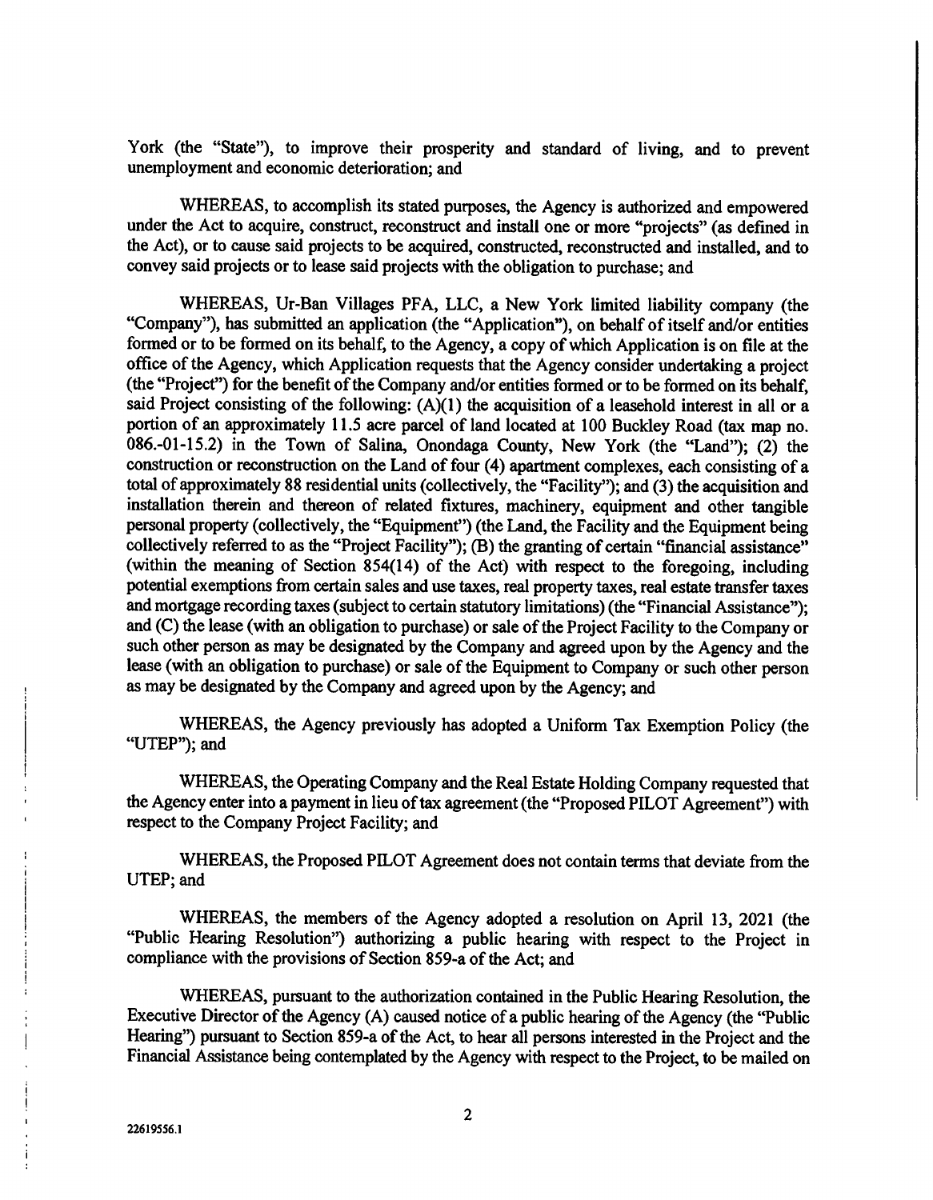York (the "State"), to improve their prosperity and standard of living, and to prevent unemployment and economic deterioration; and

WHEREAS, to accomplish its stated purposes, the Agency is authorized and empowered under the Act to acquire, construct, reconstruct and install one or more "projects" (as defined in the Act), or to cause said projects to be acquired, constructed, reconstructed and installed, and to convey said projects or to lease said projects with the obligation to purchase; and

WHEREAS, Ur-Ban Villages PFA, LLC, a New York limited liability company (the "Company"), has submitted an application (the "Application"), on behalf of itself and/or entities formed or to be formed on its behalf, to the Agency, a copy of which Application is on file at the office of the Agency, which Application requests that the Agency consider undertaking a project (the "Project") for the benefit of the Company and/or entities formed or to be formed on its behalf, said Project consisting of the following: (A)(1) the acquisition of a leasehold interest in all or a portion of an approximately 11.5 acre parcel of land located at 100 Buckley Road (tax map no. 086.-01-15.2) in the Town of Salina, Onondaga County, New York (the "Land"); (2) the construction or reconstruction on the Land of four (4) apartment complexes, each consisting of a total of approximately 88 residential units (collectively, the "Facility"); and (3) the acquisition and installation therein and thereon of related fixtures, machinery, equipment and other tangible personal property (collectively, the "Equipment") (the Land, the Facility and the Equipment being collectively referred to as the "Project Facility"); (B) the granting of certain "financial assistance" (within the meaning of Section 854(14) of the Act) with respect to the foregoing, including potential exemptions from certain sales and use taxes, real property taxes, real estate transfer taxes and mortgage recording taxes (subject to certain statutory limitations) (the "Financial Assistance"); and (C) the lease (with an obligation to purchase) or sale of the Project Facility to the Company or such other person as may be designated by the Company and agreed upon by the Agency and the lease (with an obligation to purchase) or sale of the Equipment to Company or such other person as may be designated by the Company and agreed upon by the Agency; and

WHEREAS, the Agency previously has adopted a Uniform Tax Exemption Policy (the "UTEP"); and

WHEREAS, the Operating Company and the Real Estate Holding Company requested that the Agency enter into a payment in lieu of tax agreement (the "Proposed PILOT Agreement") with respect to the Company Project Facility; and

WHEREAS, the Proposed PILOT Agreement does not contain terms that deviate from the UTEP; and

WHEREAS, the members of the Agency adopted a resolution on April 13, 2021 (the "Public Hearing Resolution") authorizing a public hearing with respect to the Project in compliance with the provisions of Section 859-a of the Act; and

WHEREAS, pursuant to the authorization contained in the Public Hearing Resolution, the Executive Director of the Agency (A) caused notice of a public hearing of the Agency (the "Public Hearing") pursuant to Section 859-a of the Act, to hear all persons interested in the Project and the Financial Assistance being contemplated by the Agency with respect to the Project, to be mailed on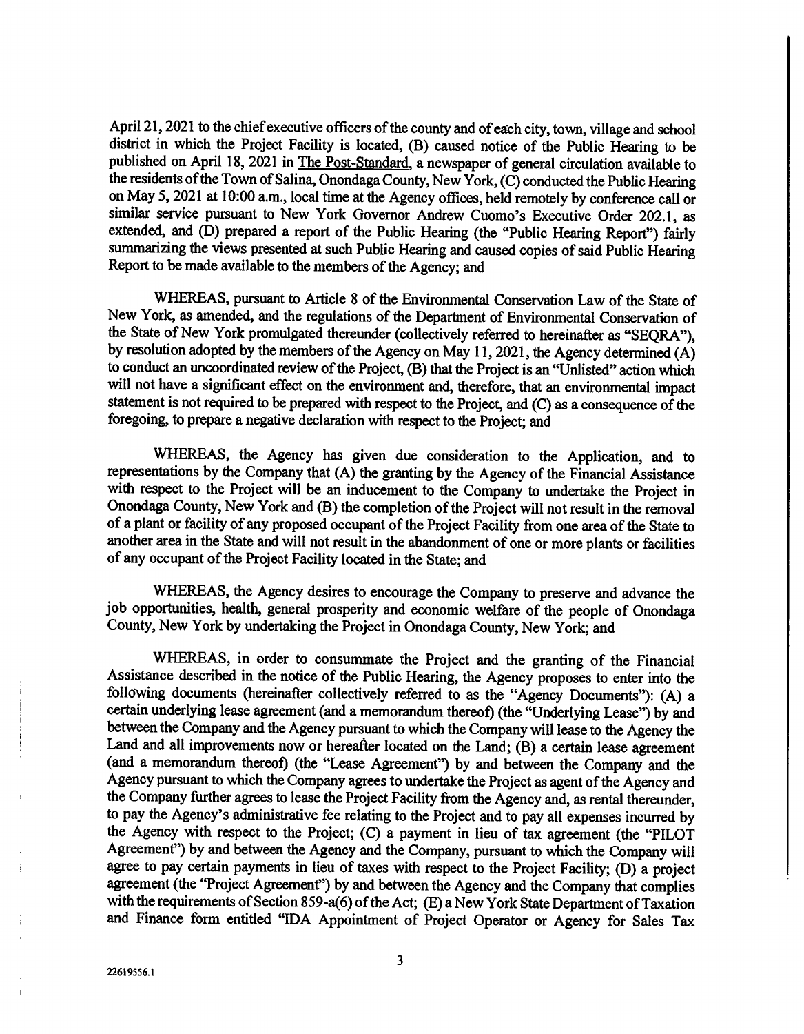April 21, 2021 to the chief executive officers of the county and of each city, town, village and school district in which the Project Facility is located, (B) caused notice of the Public Hearing to be published on April 18, 2021 in The Post-Standard, a newspaper of general circulation available to the residents of the Town of Salina, Onondaga County, New York, (C) conducted the Public Hearing on May 5, 2021 at 10:00 a.m., local time at the Agency offices, held remotely by conference call or similar service pursuant to New York Governor Andrew Cuomo's Executive Order 202.1, as extended, and (D) prepared a report of the Public Hearing (the "Public Hearing Report") fairly summarizing the views presented at such Public Hearing and caused copies of said Public Hearing Report to be made available to the members of the Agency; and

WHEREAS, pursuant to Article 8 of the Environmental Conservation Law of the State of New York, as amended, and the regulations of the Department of Environmental Conservation of the State of New York promulgated thereunder (collectively referred to hereinafter as "SEQRA"), by resolution adopted by the members of the Agency on May 11, 2021, the Agency determined (A) to conduct an uncoordinated review of the Project, (B) that the Project is an "Unlisted" action which will not have a significant effect on the environment and, therefore, that an environmental impact statement is not required to be prepared with respect to the Project, and (C) as a consequence of the foregoing, to prepare a negative declaration with respect to the Project; and

WHEREAS, the Agency has given due consideration to the Application, and to representations by the Company that (A) the granting by the Agency of the Financial Assistance with respect to the Project will be an inducement to the Company to undertake the Project in Onondaga County, New York and (B) the completion of the Project will not result in the removal of a plant or facility of any proposed occupant of the Project Facility from one area of the State to another area in the State and will not result in the abandonment of one or more plants or facilities of any occupant of the Project Facility located in the State; and

WHEREAS, the Agency desires to encourage the Company to preserve and advance the job opportunities, health, general prosperity and economic welfare of the people of Onondaga County, New York by undertaking the Project in Onondaga County, New York; and

WHEREAS, in order to consummate the Project and the granting of the Financial Assistance described in the notice of the Public Hearing, the Agency proposes to enter into the following documents (hereinafter collectively referred to as the "Agency Documents"): (A) a certain underlying lease agreement (and a memorandum thereof) (the "Underlying Lease") by and between the Company and the Agency pursuant to which the Company will lease to the Agency the Land and all improvements now or hereafter located on the Land; (B) a certain lease agreement (and a memorandum thereof) (the "Lease Agreement") by and between the Company and the Agency pursuant to which the Company agrees to undertake the Project as agent of the Agency and the Company further agrees to lease the Project Facility from the Agency and, as rental thereunder, to pay the Agency's administrative fee relating to the Project and to pay all expenses incurred by the Agency with respect to the Project; (C) a payment in lieu of tax agreement (the "PILOT Agreement") by and between the Agency and the Company, pursuant to which the Company will agree to pay certain payments in lieu of taxes with respect to the Project Facility; (D) a project agreement (the "Project Agreement") by and between the Agency and the Company that complies with the requirements of Section 859-a(6) of the Act; (E) a New York State Department of Taxation and Finance form entitled "IDA Appointment of Project Operator or Agency for Sales Tax

22619556.1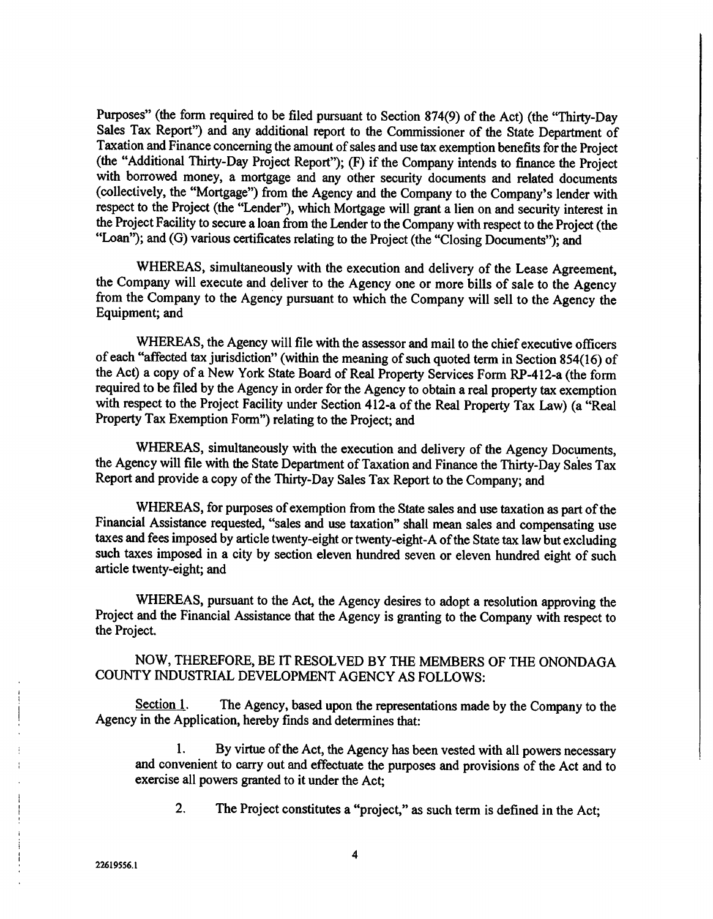Purposes" (the form required to be filed pursuant to Section 874(9) of the Act) (the "Thirty-Day Sales Tax Report") and any additional report to the Commissioner of the State Department of Taxation and Finance concerning the amount of sales and use tax exemption benefits for the Project (the "Additional Thirty-Day Project Report"); (F) if the Company intends to finance the Project with borrowed money, a mortgage and any other security documents and related documents (collectively, the "Mortgage") from the Agency and the Company to the Company's lender with respect to the Project (the "Lender"), which Mortgage will grant a lien on and security interest in the Project Facility to secure a loan from the Lender to the Company with respect to the Project (the "Loan"); and (G) various certificates relating to the Project (the "Closing Documents"); and

WHEREAS, simultaneously with the execution and delivery of the Lease Agreement, the Company will execute and deliver to the Agency one or more bills of sale to the Agency from the Company to the Agency pursuant to which the Company will sell to the Agency the Equipment; and

WHEREAS, the Agency will file with the assessor and mail to the chief executive officers of each "affected tax jurisdiction" (within the meaning of such quoted term in Section 854(16) of the Act) a copy of a New York State Board of Real Property Services Form RP-412-a (the form required to be filed by the Agency in order for the Agency to obtain a real property tax exemption with respect to the Project Facility under Section 412-a of the Real Property Tax Law) (a "Real Property Tax Exemption Form") relating to the Project; and

WHEREAS, simultaneously with the execution and delivery of the Agency Documents, the Agency will file with the State Department of Taxation and Finance the Thirty-Day Sales Tax Report and provide a copy of the Thirty-Day Sales Tax Report to the Company; and

WHEREAS, for purposes of exemption from the State sales and use taxation as part of the Financial Assistance requested, "sales and use taxation" shall mean sales and compensating use taxes and fees imposed by article twenty-eight or twenty-eight-A of the State tax law but excluding such taxes imposed in a city by section eleven hundred seven or eleven hundred eight of such article twenty-eight; and

WHEREAS, pursuant to the Act, the Agency desires to adopt a resolution approving the Project and the Financial Assistance that the Agency is granting to the Company with respect to the Project.

NOW, THEREFORE, BE IT RESOLVED BY THE MEMBERS OF THE ONONDAGA COUNTY INDUSTRIAL DEVELOPMENT AGENCY AS FOLLOWS:

Section 1. The Agency, based upon the representations made by the Company to the Agency in the Application, hereby finds and determines that:

1. By virtue of the Act, the Agency has been vested with all powers necessary and convenient to carry out and effectuate the purposes and provisions of the Act and to exercise all powers granted to it under the Act;

2. The Project constitutes a "project," as such term is defined in the Act;

22619556.1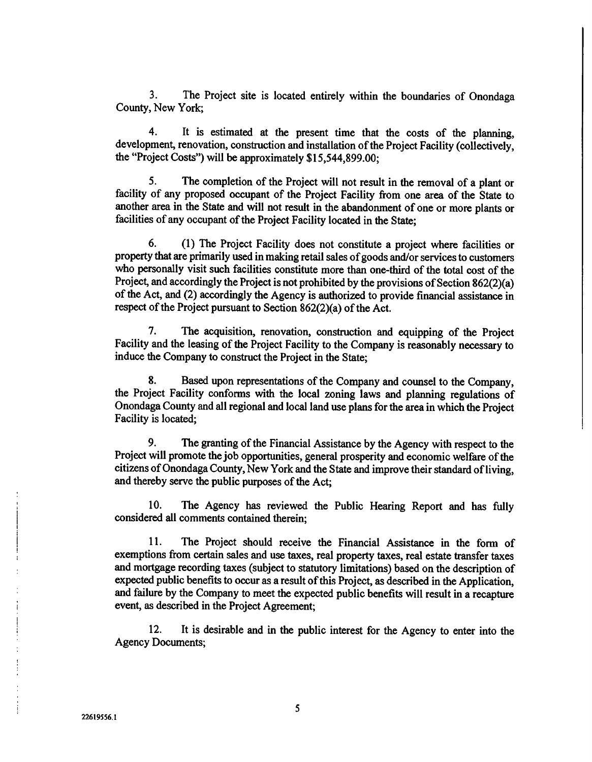3. The Project site is located entirely within the boundaries of Onondaga County, New York;

4. It is estimated at the present time that the costs of the planning, development, renovation, construction and installation of the Project Facility (collectively, the "Project Costs") will be approximately $15,544,899.00;

5. The completion of the Project will not result in the removal of a plant or facility of any proposed occupant of the Project Facility from one area of the State to another area in the State and will not result in the abandonment of one or more plants or facilities of any occupant of the Project Facility located in the State;

6. (1) The Project Facility does not constitute a project where facilities or property that are primarily used in making retail sales of goods and/or services to customers who personally visit such facilities constitute more than one-third of the total cost of the Project, and accordingly the Project is not prohibited by the provisions of Section 862(2)(a) of the Act, and (2) accordingly the Agency is authorized to provide financial assistance in respect of the Project pursuant to Section 862(2)(a) of the Act.

7. The acquisition, renovation, construction and equipping of the Project Facility and the leasing of the Project Facility to the Company is reasonably necessary to induce the Company to construct the Project in the State;

8. Based upon representations of the Company and counsel to the Company, the Project Facility conforms with the local zoning laws and planning regulations of Onondaga County and all regional and local land use plans for the area in which the Project Facility is located;

9. The granting of the Financial Assistance by the Agency with respect to the Project will promote the job opportunities, general prosperity and economic welfare of the citizens of Onondaga County, New York and the State and improve their standard of living, and thereby serve the public purposes of the Act;

10. The Agency has reviewed the Public Hearing Report and has fully considered all comments contained therein;

11. The Project should receive the Financial Assistance in the form of exemptions from certain sales and use taxes, real property taxes, real estate transfer taxes and mortgage recording taxes (subject to statutory limitations) based on the description of expected public benefits to occur as a result of this Project, as described in the Application, and failure by the Company to meet the expected public benefits will result in a recapture event, as described in the Project Agreement;

12. It is desirable and in the public interest for the Agency to enter into the Agency Documents;

22619556.1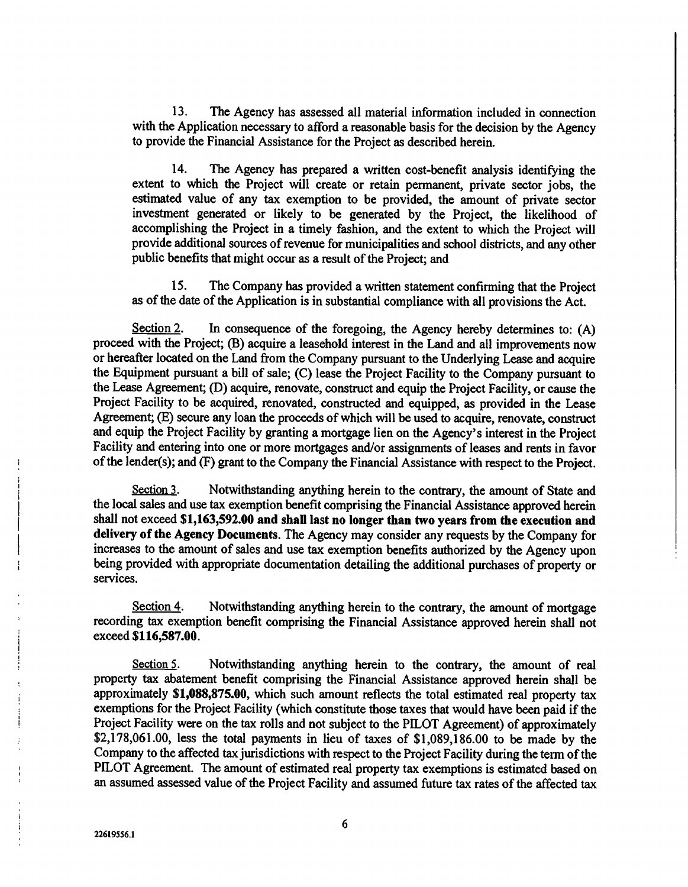13. The Agency has assessed all material information included in connection with the Application necessary to afford a reasonable basis for the decision by the Agency to provide the Financial Assistance for the Project as described herein.

14. The Agency has prepared a written cost-benefit analysis identifying the extent to which the Project will create or retain permanent, private sector jobs, the estimated value of any tax exemption to be provided, the amount of private sector investment generated or likely to be generated by the Project, the likelihood of accomplishing the Project in a timely fashion, and the extent to which the Project will provide additional sources of revenue for municipalities and school districts, and any other public benefits that might occur as a result of the Project; and

15. The Company has provided a written statement confirming that the Project as of the date of the Application is in substantial compliance with all provisions the Act.

Section 2. In consequence of the foregoing, the Agency hereby determines to: (A) proceed with the Project; (B) acquire a leasehold interest in the Land and all improvements now or hereafter located on the Land from the Company pursuant to the Underlying Lease and acquire the Equipment pursuant a bill of sale; (C) lease the Project Facility to the Company pursuant to the Lease Agreement; (D) acquire, renovate, construct and equip the Project Facility, or cause the Project Facility to be acquired, renovated, constructed and equipped, as provided in the Lease Agreement; (E) secure any loan the proceeds of which will be used to acquire, renovate, construct and equip the Project Facility by granting a mortgage lien on the Agency's interest in the Project Facility and entering into one or more mortgages and/or assignments of leases and rents in favor of the lender(s); and (F) grant to the Company the Financial Assistance with respect to the Project.

Section 3. Notwithstanding anything herein to the contrary, the amount of State and the local sales and use tax exemption benefit comprising the Financial Assistance approved herein shall not exceed **$1,163,592.00 and shall last no longer than two years from the execution and delivery of the Agency Documents**. The Agency may consider any requests by the Company for increases to the amount of sales and use tax exemption benefits authorized by the Agency upon being provided with appropriate documentation detailing the additional purchases of property or services.

Section 4. Notwithstanding anything herein to the contrary, the amount of mortgage recording tax exemption benefit comprising the Financial Assistance approved herein shall not exceed **$116,587.00**.

Section 5. Notwithstanding anything herein to the contrary, the amount of real property tax abatement benefit comprising the Financial Assistance approved herein shall be approximately **$1,088,875.00**, which such amount reflects the total estimated real property tax exemptions for the Project Facility (which constitute those taxes that would have been paid if the Project Facility were on the tax rolls and not subject to the PILOT Agreement) of approximately $2,178,061.00, less the total payments in lieu of taxes of $1,089,186.00 to be made by the Company to the affected tax jurisdictions with respect to the Project Facility during the term of the PILOT Agreement. The amount of estimated real property tax exemptions is estimated based on an assumed assessed value of the Project Facility and assumed future tax rates of the affected tax

22619556.1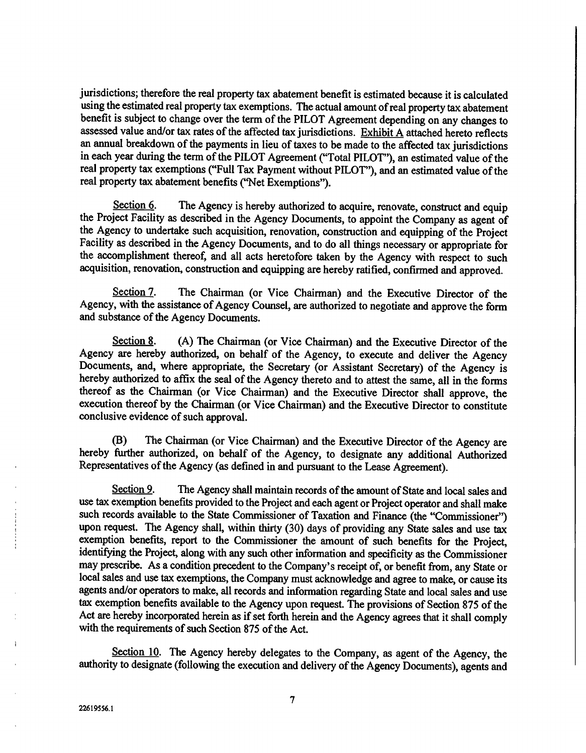jurisdictions; therefore the real property tax abatement benefit is estimated because it is calculated using the estimated real property tax exemptions. The actual amount of real property tax abatement benefit is subject to change over the term of the PILOT Agreement depending on any changes to assessed value and/or tax rates of the affected tax jurisdictions. Exhibit A attached hereto reflects an annual breakdown of the payments in lieu of taxes to be made to the affected tax jurisdictions in each year during the term of the PILOT Agreement ("Total PILOT"), an estimated value of the real property tax exemptions ("Full Tax Payment without PILOT"), and an estimated value of the real property tax abatement benefits ("Net Exemptions").

Section 6. The Agency is hereby authorized to acquire, renovate, construct and equip the Project Facility as described in the Agency Documents, to appoint the Company as agent of the Agency to undertake such acquisition, renovation, construction and equipping of the Project Facility as described in the Agency Documents, and to do all things necessary or appropriate for the accomplishment thereof, and all acts heretofore taken by the Agency with respect to such acquisition, renovation, construction and equipping are hereby ratified, confirmed and approved.

Section 7. The Chairman (or Vice Chairman) and the Executive Director of the Agency, with the assistance of Agency Counsel, are authorized to negotiate and approve the form and substance of the Agency Documents.

Section 8. (A) The Chairman (or Vice Chairman) and the Executive Director of the Agency are hereby authorized, on behalf of the Agency, to execute and deliver the Agency Documents, and, where appropriate, the Secretary (or Assistant Secretary) of the Agency is hereby authorized to affix the seal of the Agency thereto and to attest the same, all in the forms thereof as the Chairman (or Vice Chairman) and the Executive Director shall approve, the execution thereof by the Chairman (or Vice Chairman) and the Executive Director to constitute conclusive evidence of such approval.

(B) The Chairman (or Vice Chairman) and the Executive Director of the Agency are hereby further authorized, on behalf of the Agency, to designate any additional Authorized Representatives of the Agency (as defined in and pursuant to the Lease Agreement).

Section 9. The Agency shall maintain records of the amount of State and local sales and use tax exemption benefits provided to the Project and each agent or Project operator and shall make such records available to the State Commissioner of Taxation and Finance (the "Commissioner") upon request. The Agency shall, within thirty (30) days of providing any State sales and use tax exemption benefits, report to the Commissioner the amount of such benefits for the Project, identifying the Project, along with any such other information and specificity as the Commissioner may prescribe. As a condition precedent to the Company's receipt of, or benefit from, any State or local sales and use tax exemptions, the Company must acknowledge and agree to make, or cause its agents and/or operators to make, all records and information regarding State and local sales and use tax exemption benefits available to the Agency upon request. The provisions of Section 875 of the Act are hereby incorporated herein as if set forth herein and the Agency agrees that it shall comply with the requirements of such Section 875 of the Act.

Section 10. The Agency hereby delegates to the Company, as agent of the Agency, the authority to designate (following the execution and delivery of the Agency Documents), agents and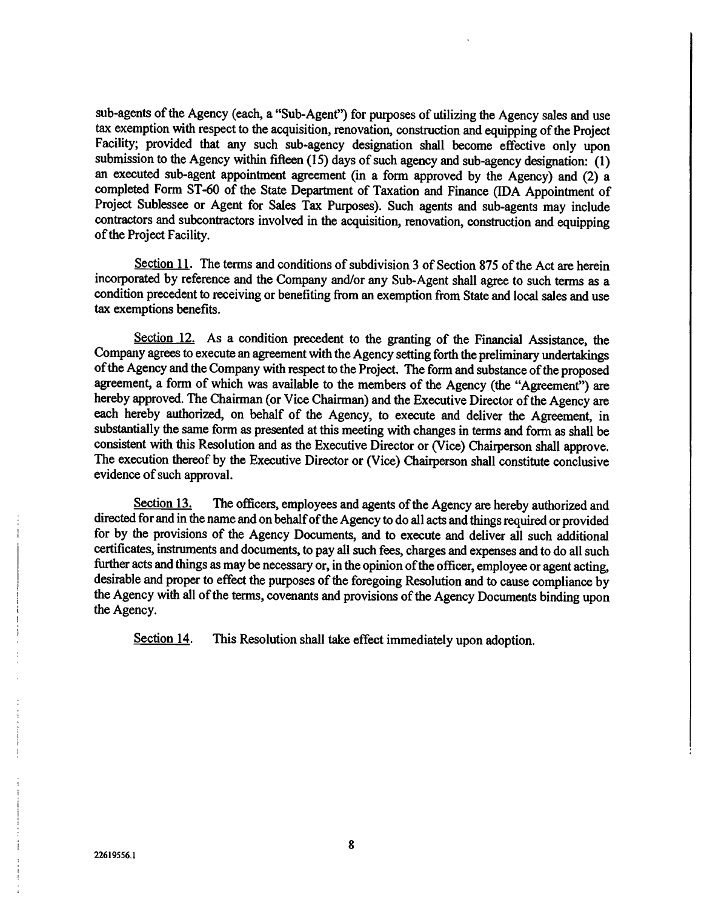sub-agents of the Agency (each, a "Sub-Agent") for purposes of utilizing the Agency sales and use tax exemption with respect to the acquisition, renovation, construction and equipping of the Project Facility; provided that any such sub-agency designation shall become effective only upon submission to the Agency within fifteen (15) days of such agency and sub-agency designation: (1) an executed sub-agent appointment agreement (in a form approved by the Agency) and (2) a completed Form ST-60 of the State Department of Taxation and Finance (IDA Appointment of Project Sublessee or Agent for Sales Tax Purposes). Such agents and sub-agents may include contractors and subcontractors involved in the acquisition, renovation, construction and equipping of the Project Facility.

Section 11. The terms and conditions of subdivision 3 of Section 875 of the Act are herein incorporated by reference and the Company and/or any Sub-Agent shall agree to such terms as a condition precedent to receiving or benefiting from an exemption from State and local sales and use tax exemptions benefits.

Section 12. As a condition precedent to the granting of the Financial Assistance, the Company agrees to execute an agreement with the Agency setting forth the preliminary undertakings of the Agency and the Company with respect to the Project. The form and substance of the proposed agreement, a form of which was available to the members of the Agency (the "Agreement") are hereby approved. The Chairman (or Vice Chairman) and the Executive Director of the Agency are each hereby authorized, on behalf of the Agency, to execute and deliver the Agreement, in substantially the same form as presented at this meeting with changes in terms and form as shall be consistent with this Resolution and as the Executive Director or (Vice) Chairperson shall approve. The execution thereof by the Executive Director or (Vice) Chairperson shall constitute conclusive evidence of such approval.

Section 13. The officers, employees and agents of the Agency are hereby authorized and directed for and in the name and on behalf of the Agency to do all acts and things required or provided for by the provisions of the Agency Documents, and to execute and deliver all such additional certificates, instruments and documents, to pay all such fees, charges and expenses and to do all such further acts and things as may be necessary or, in the opinion of the officer, employee or agent acting, desirable and proper to effect the purposes of the foregoing Resolution and to cause compliance by the Agency with all of the terms, covenants and provisions of the Agency Documents binding upon the Agency.

Section 14. This Resolution shall take effect immediately upon adoption.

22619556.1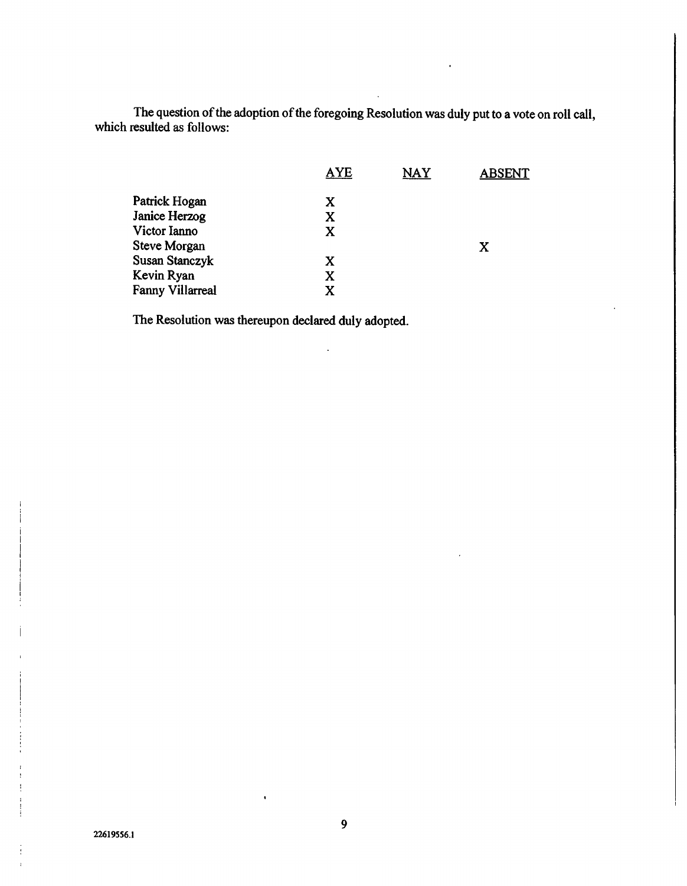The question of the adoption of the foregoing Resolution was duly put to a vote on roll call, which resulted as follows:

| | AYE | NAY | ABSENT |
|---|---|---|---|
| Patrick Hogan | X | | |
| Janice Herzog | X | | |
| Victor Ianno | X | | |
| Steve Morgan | | | X |
| Susan Stanczyk | X | | |
| Kevin Ryan | X | | |
| Fanny Villarreal | X | | |

The Resolution was thereupon declared duly adopted.

22619556.1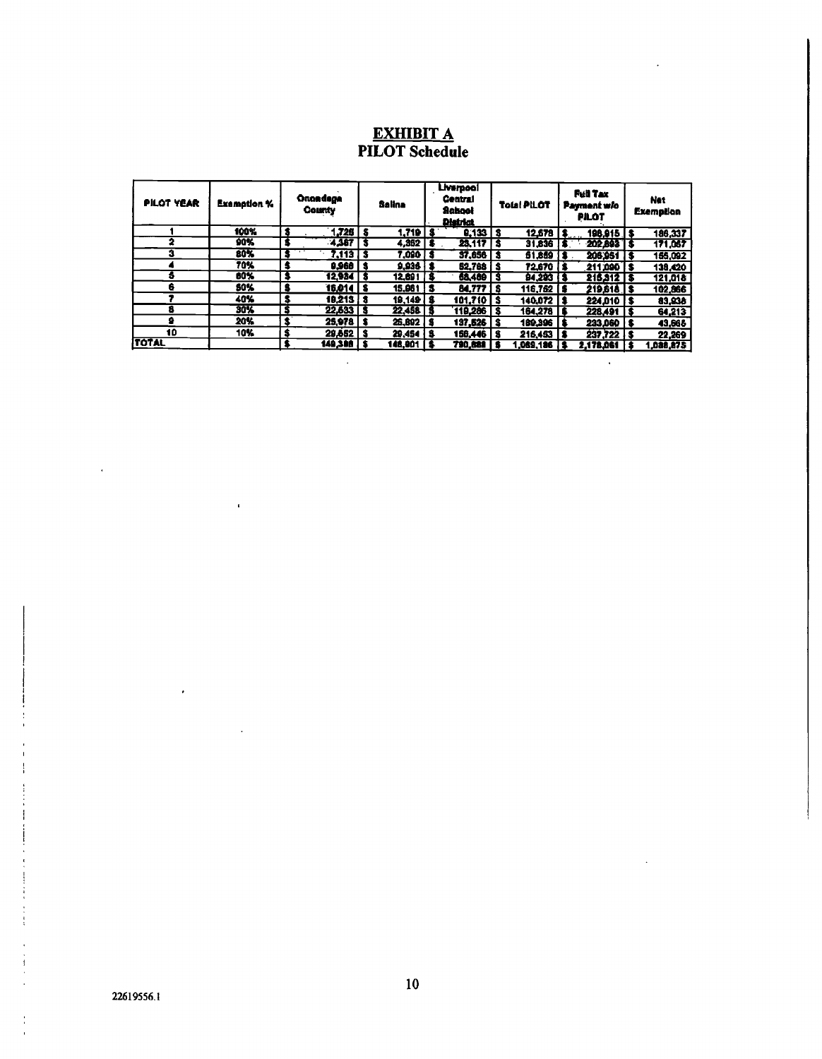# EXHIBIT A
## PILOT Schedule

| PILOT YEAR | Exemption % | Onondaga County | Salina | Liverpool Central School District | Total PILOT | Full Tax Payment w/o PILOT | Net Exemption |
|---|---|---|---|---|---|---|---|
| 1 | 100% | $ 1,726 | $ 1,719 | $ 9,133 | $ 12,578 | $ 198,915 | $ 186,337 |
| 2 | 90% | $ 4,367 | $ 4,352 | $ 23,117 | $ 31,836 | $ 202,893 | $ 171,057 |
| 3 | 80% | $ 7,113 | $ 7,090 | $ 37,656 | $ 51,859 | $ 206,951 | $ 155,092 |
| 4 | 70% | $ 9,966 | $ 9,936 | $ 52,768 | $ 72,670 | $ 211,090 | $ 138,420 |
| 5 | 60% | $ 12,934 | $ 12,891 | $ 68,468 | $ 94,293 | $ 215,312 | $ 121,018 |
| 6 | 50% | $ 16,014 | $ 15,961 | $ 84,777 | $ 116,752 | $ 219,618 | $ 102,866 |
| 7 | 40% | $ 19,213 | $ 19,149 | $ 101,710 | $ 140,072 | $ 224,010 | $ 83,938 |
| 8 | 30% | $ 22,533 | $ 22,458 | $ 119,286 | $ 164,278 | $ 228,491 | $ 64,213 |
| 9 | 20% | $ 25,978 | $ 25,892 | $ 137,526 | $ 189,396 | $ 233,060 | $ 43,665 |
| 10 | 10% | $ 29,552 | $ 29,454 | $ 156,446 | $ 215,453 | $ 237,722 | $ 22,269 |
| TOTAL | | $ 149,398 | $ 148,901 | $ 790,888 | $ 1,089,186 | $ 2,178,061 | $ 1,088,875 |

22619556.1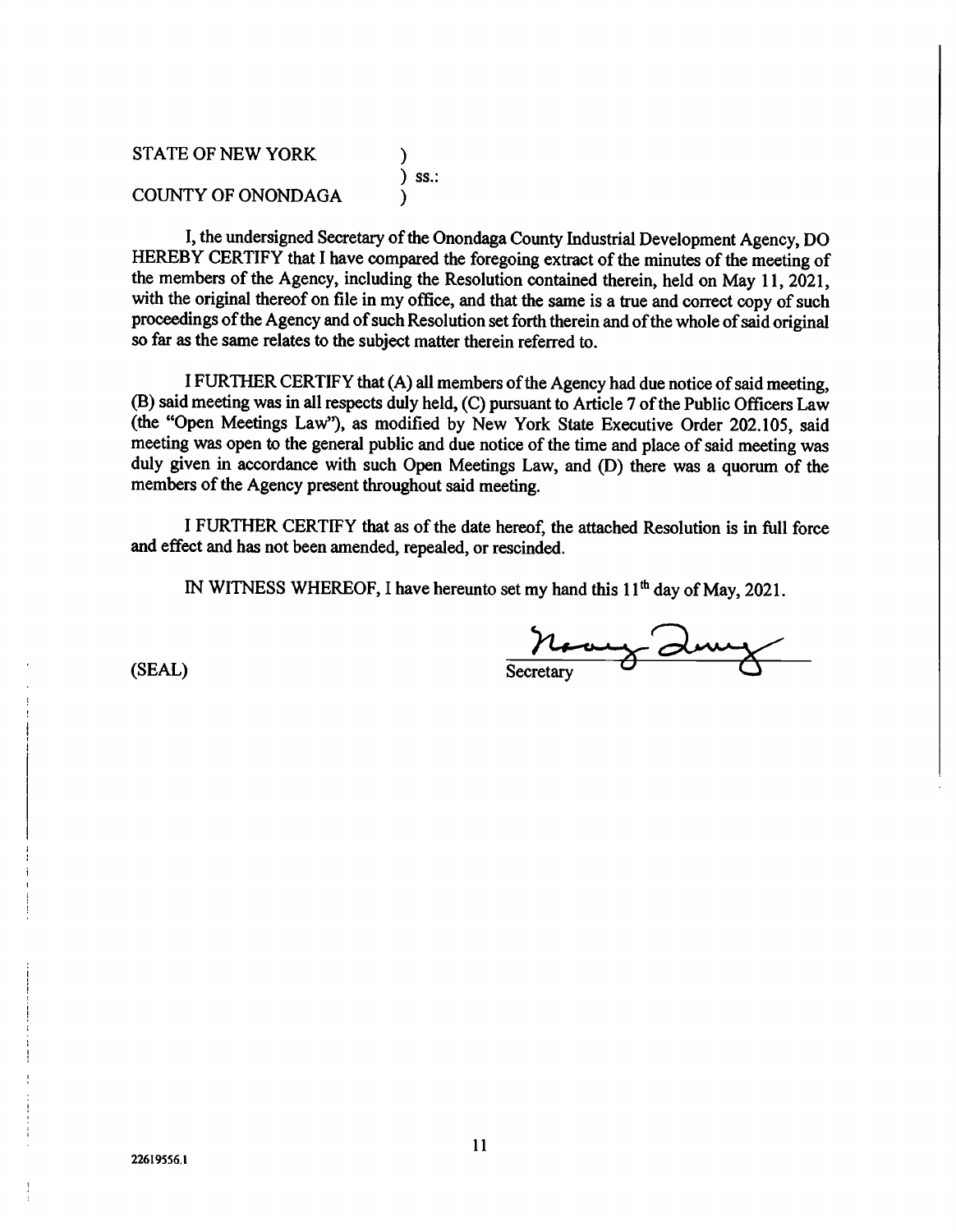STATE OF NEW YORK )
) ss.:
COUNTY OF ONONDAGA )

I, the undersigned Secretary of the Onondaga County Industrial Development Agency, DO HEREBY CERTIFY that I have compared the foregoing extract of the minutes of the meeting of the members of the Agency, including the Resolution contained therein, held on May 11, 2021, with the original thereof on file in my office, and that the same is a true and correct copy of such proceedings of the Agency and of such Resolution set forth therein and of the whole of said original so far as the same relates to the subject matter therein referred to.

I FURTHER CERTIFY that (A) all members of the Agency had due notice of said meeting, (B) said meeting was in all respects duly held, (C) pursuant to Article 7 of the Public Officers Law (the "Open Meetings Law"), as modified by New York State Executive Order 202.105, said meeting was open to the general public and due notice of the time and place of said meeting was duly given in accordance with such Open Meetings Law, and (D) there was a quorum of the members of the Agency present throughout said meeting.

I FURTHER CERTIFY that as of the date hereof, the attached Resolution is in full force and effect and has not been amended, repealed, or rescinded.

IN WITNESS WHEREOF, I have hereunto set my hand this 11th day of May, 2021.

(SEAL)

Secretary

22619556.1